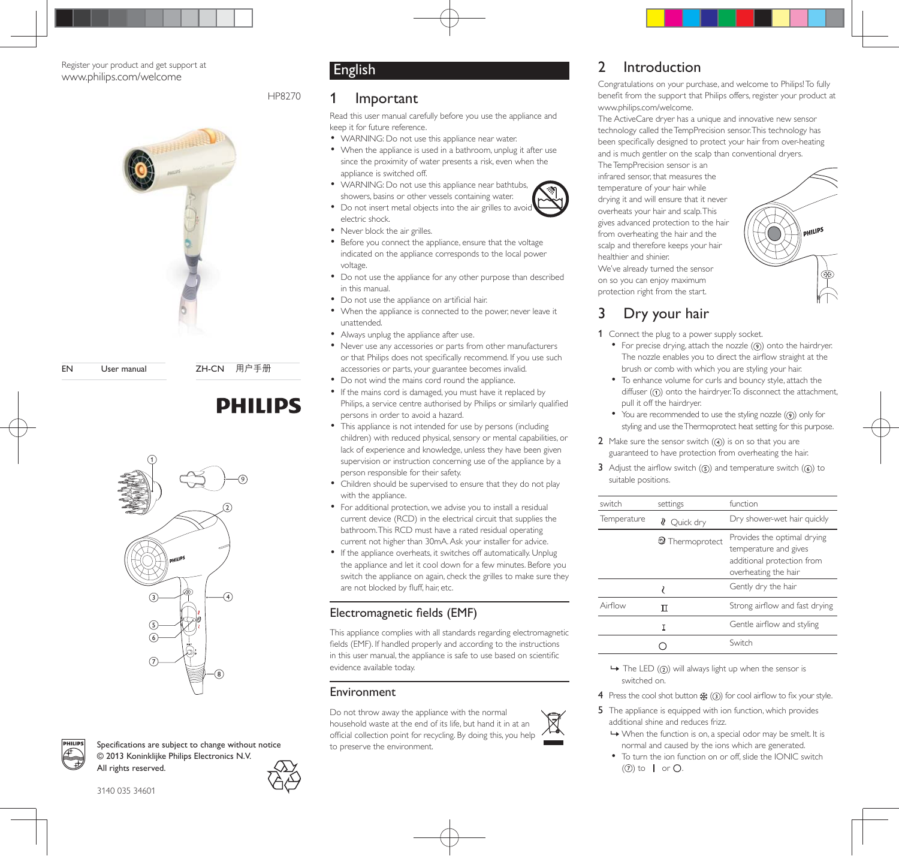Register your product and get support at
www.philips.com/welcome

HP8270

| EN | User manual | ZH-CN | 用户手册 |
|---|---|---|---|

PHILIPS

Specifications are subject to change without notice
© 2013 Koninklijke Philips Electronics N.V.
All rights reserved.

3140 035 34601

# English

## 1 Important

Read this user manual carefully before you use the appliance and keep it for future reference.

- WARNING: Do not use this appliance near water.
- When the appliance is used in a bathroom, unplug it after use since the proximity of water presents a risk, even when the appliance is switched off.
- WARNING: Do not use this appliance near bathtubs, showers, basins or other vessels containing water.
- Do not insert metal objects into the air grilles to avoid electric shock.
- Never block the air grilles.
- Before you connect the appliance, ensure that the voltage indicated on the appliance corresponds to the local power voltage.
- Do not use the appliance for any other purpose than described in this manual.
- Do not use the appliance on artificial hair.
- When the appliance is connected to the power, never leave it unattended.
- Always unplug the appliance after use.
- Never use any accessories or parts from other manufacturers or that Philips does not specifically recommend. If you use such accessories or parts, your guarantee becomes invalid.
- Do not wind the mains cord round the appliance.
- If the mains cord is damaged, you must have it replaced by Philips, a service centre authorised by Philips or similarly qualified persons in order to avoid a hazard.
- This appliance is not intended for use by persons (including children) with reduced physical, sensory or mental capabilities, or lack of experience and knowledge, unless they have been given supervision or instruction concerning use of the appliance by a person responsible for their safety.
- Children should be supervised to ensure that they do not play with the appliance.
- For additional protection, we advise you to install a residual current device (RCD) in the electrical circuit that supplies the bathroom. This RCD must have a rated residual operating current not higher than 30mA. Ask your installer for advice.
- If the appliance overheats, it switches off automatically. Unplug the appliance and let it cool down for a few minutes. Before you switch the appliance on again, check the grilles to make sure they are not blocked by fluff, hair, etc.

### Electromagnetic fields (EMF)

This appliance complies with all standards regarding electromagnetic fields (EMF). If handled properly and according to the instructions in this user manual, the appliance is safe to use based on scientific evidence available today.

### Environment

Do not throw away the appliance with the normal household waste at the end of its life, but hand it in at an official collection point for recycling. By doing this, you help to preserve the environment.

## 2 Introduction

Congratulations on your purchase, and welcome to Philips! To fully benefit from the support that Philips offers, register your product at www.philips.com/welcome.

The ActiveCare dryer has a unique and innovative new sensor technology called the TempPrecision sensor. This technology has been specifically designed to protect your hair from over-heating and is much gentler on the scalp than conventional dryers.

The TempPrecision sensor is an infrared sensor, that measures the temperature of your hair while drying it and will ensure that it never overheats your hair and scalp. This gives advanced protection to the hair from overheating the hair and the scalp and therefore keeps your hair healthier and shinier.

We've already turned the sensor on so you can enjoy maximum protection right from the start.

## 3 Dry your hair

1 Connect the plug to a power supply socket.
   - For precise drying, attach the nozzle (⑨) onto the hairdryer. The nozzle enables you to direct the airflow straight at the brush or comb with which you are styling your hair.
   - To enhance volume for curls and bouncy style, attach the diffuser (①) onto the hairdryer. To disconnect the attachment, pull it off the hairdryer.
   - You are recommended to use the styling nozzle (⑨) only for styling and use the Thermoprotect heat setting for this purpose.

2 Make sure the sensor switch (④) is on so that you are guaranteed to have protection from overheating the hair.

3 Adjust the airflow switch (⑤) and temperature switch (⑥) to suitable positions.

| switch | settings | function |
|---|---|---|
| Temperature | Quick dry | Dry shower-wet hair quickly |
| | Thermoprotect | Provides the optimal drying temperature and gives additional protection from overheating the hair |
| | | Gently dry the hair |
| Airflow | II | Strong airflow and fast drying |
| | I | Gentle airflow and styling |
| | O | Switch |

↳ The LED (②) will always light up when the sensor is switched on.

4 Press the cool shot button (③) for cool airflow to fix your style.

5 The appliance is equipped with ion function, which provides additional shine and reduces frizz.
   ↳ When the function is on, a special odor may be smelt. It is normal and caused by the ions which are generated.
   - To turn the ion function on or off, slide the IONIC switch (⑦) to I or O.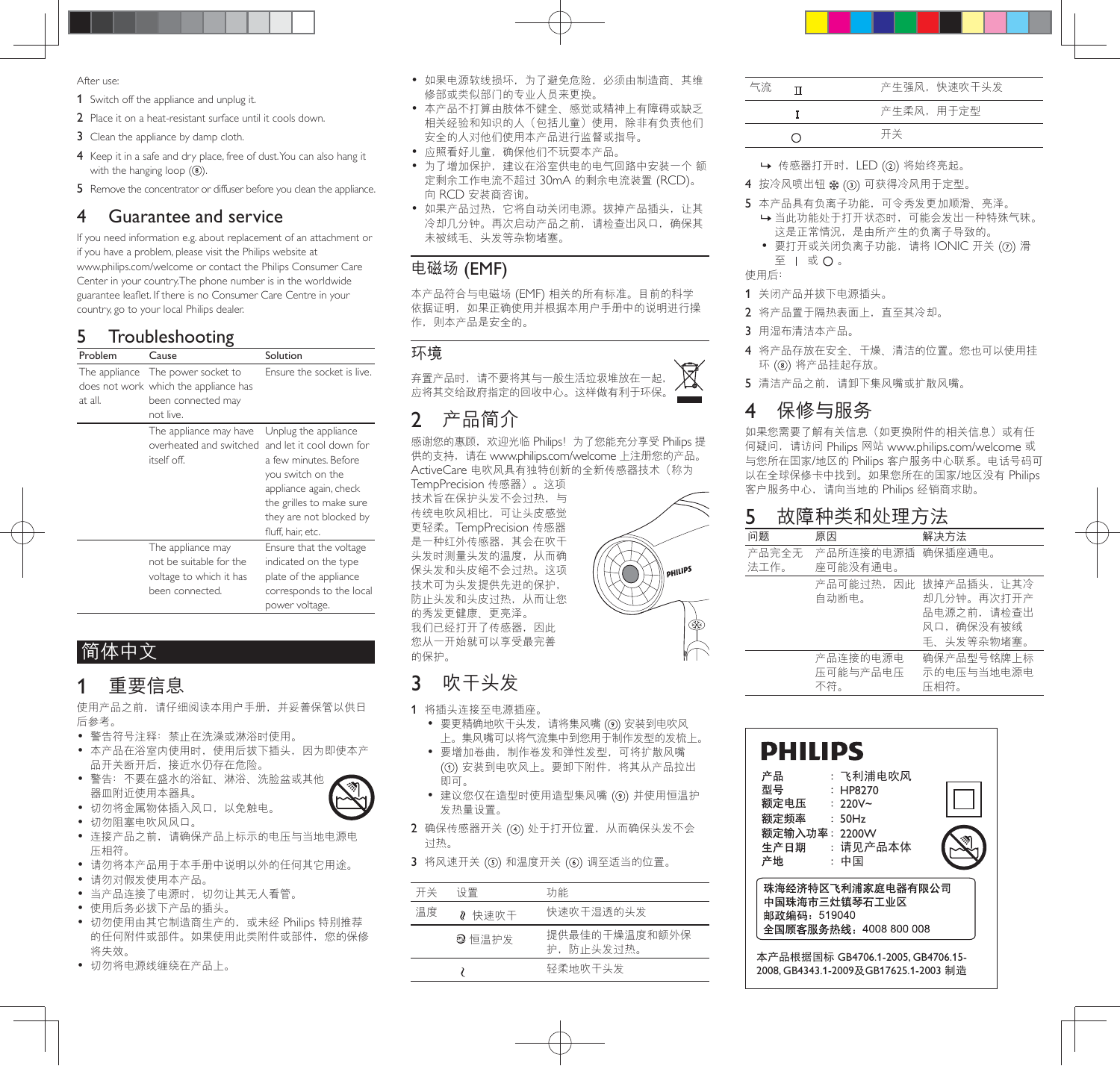After use:

1 Switch off the appliance and unplug it.
2 Place it on a heat-resistant surface until it cools down.
3 Clean the appliance by damp cloth.
4 Keep it in a safe and dry place, free of dust. You can also hang it with the hanging loop (⑧).
5 Remove the concentrator or diffuser before you clean the appliance.

# 4 Guarantee and service

If you need information e.g. about replacement of an attachment or if you have a problem, please visit the Philips website at www.philips.com/welcome or contact the Philips Consumer Care Center in your country. The phone number is in the worldwide guarantee leaflet. If there is no Consumer Care Centre in your country, go to your local Philips dealer.

# 5 Troubleshooting

| Problem | Cause | Solution |
|---|---|---|
| The appliance does not work at all. | The power socket to which the appliance has been connected may not live. | Ensure the socket is live. |
| | The appliance may have overheated and switched itself off. | Unplug the appliance and let it cool down for a few minutes. Before you switch on the appliance again, check the grilles to make sure they are not blocked by fluff, hair, etc. |
| | The appliance may not be suitable for the voltage to which it has been connected. | Ensure that the voltage indicated on the type plate of the appliance corresponds to the local power voltage. |

# 简体中文

# 1 重要信息

使用产品之前，请仔细阅读本用户手册，并妥善保管以供日后参考。

- 警告符号注释：禁止在洗澡或淋浴时使用。
- 本产品在浴室内使用时，使用后拔下插头，因为即使本产品开关断开后，接近水仍存在危险。
- 警告：不要在盛水的浴缸、淋浴、洗脸盆或其他器皿附近使用本器具。
- 切勿将金属物体插入风口，以免触电。
- 切勿阻塞电吹风风口。
- 连接产品之前，请确保产品上标示的电压与当地电源电压相符。
- 请勿将本产品用于本手册中说明以外的任何其它用途。
- 请勿对假发使用本产品。
- 当产品连接了电源时，切勿让其无人看管。
- 使用后务必拔下产品的插头。
- 切勿使用由其它制造商生产的，或未经 Philips 特别推荐的任何附件或部件。如果使用此类附件或部件，您的保修将失效。
- 切勿将电源线缠绕在产品上。
- 如果电源软线损坏，为了避免危险，必须由制造商、其维修部或类似部门的专业人员来更换。
- 本产品不打算由肢体不健全、感觉或精神上有障碍或缺乏相关经验和知识的人（包括儿童）使用，除非有负责他们安全的人对他们使用本产品进行监督或指导。
- 应照看好儿童，确保他们不玩耍本产品。
- 为了增加保护，建议在浴室供电的电气回路中安装一个 额定剩余工作电流不超过 30mA 的剩余电流装置 (RCD)。向 RCD 安装商咨询。
- 如果产品过热，它将自动关闭电源。拔掉产品插头，让其冷却几分钟。再次启动产品之前，请检查出风口，确保其未被绒毛、头发等杂物堵塞。

## 电磁场 (EMF)

本产品符合与电磁场 (EMF) 相关的所有标准。目前的科学依据证明，如果正确使用并根据本用户手册中的说明进行操作，则本产品是安全的。

## 环境

弃置产品时，请不要将其与一般生活垃圾堆放在一起，应将其交给政府指定的回收中心。这样做有利于环保。

# 2 产品简介

感谢您的惠顾，欢迎光临 Philips！为了您能充分享受 Philips 提供的支持，请在 www.philips.com/welcome 上注册您的产品。

ActiveCare 电吹风具有独特创新的全新传感器技术（称为 TempPrecision 传感器）。这项技术旨在保护头发不会过热，与传统电吹风相比，可让头皮感觉更轻柔。TempPrecision 传感器是一种红外传感器，其会在吹干头发时测量头发的温度，从而确保头发和头皮绝不会过热。这项技术可为头发提供先进的保护，防止头发和头皮过热，从而让您的秀发更健康、更亮泽。

我们已经打开了传感器，因此您从一开始就可以享受最完善的保护。

# 3 吹干头发

1 将插头连接至电源插座。
   - 要更精确地吹干头发，请将集风嘴 (⑨) 安装到电吹风上。集风嘴可以将气流集中到您用于制作发型的发梳上。
   - 要增加卷曲，制作卷发和弹性发型，可将扩散风嘴 (①) 安装到电吹风上。要卸下附件，将其从产品拉出即可。
   - 建议您仅在造型时使用造型集风嘴 (⑨) 并使用恒温护发热量设置。
2 确保传感器开关 (④) 处于打开位置，从而确保头发不会过热。
3 将风速开关 (⑤) 和温度开关 (⑥) 调至适当的位置。

| 开关 | 设置 | 功能 |
|---|---|---|
| 温度 | 快速吹干 | 快速吹干湿透的头发 |
| | 恒温护发 | 提供最佳的干燥温度和额外保护，防止头发过热。 |
| | | 轻柔地吹干头发 |
| 气流 | II | 产生强风，快速吹干头发 |
| | I | 产生柔风，用于定型 |
| | O | 开关 |

↳ 传感器打开时，LED (②) 将始终亮起。

4 按冷风喷出钮 ❄ (③) 可获得冷风用于定型。
5 本产品具有负离子功能，可令秀发更加顺滑、亮泽。
   ↳ 当此功能处于打开状态时，可能会发出一种特殊气味。这是正常情况，是由所产生的负离子导致的。
   - 要打开或关闭负离子功能，请将 IONIC 开关 (⑦) 滑至 I 或 O 。

使用后：

1 关闭产品并拔下电源插头。
2 将产品置于隔热表面上，直至其冷却。
3 用湿布清洁本产品。
4 将产品存放在安全、干燥、清洁的位置。您也可以使用挂环 (⑧) 将产品挂起存放。
5 清洁产品之前，请卸下集风嘴或扩散风嘴。

# 4 保修与服务

如果您需要了解有关信息（如更换附件的相关信息）或有任何疑问，请访问 Philips 网站 www.philips.com/welcome 或与您所在国家/地区的 Philips 客户服务中心联系。电话号码可以在全球保修卡中找到。如果您所在的国家/地区没有 Philips 客户服务中心，请向当地的 Philips 经销商求助。

# 5 故障种类和处理方法

| 问题 | 原因 | 解决方法 |
|---|---|---|
| 产品完全无法工作。 | 产品所连接的电源插座可能没有通电。 | 确保插座通电。 |
| | 产品可能过热，因此自动断电。 | 拔掉产品插头，让其冷却几分钟。再次打开产品电源之前，请检查出风口，确保没有被绒毛、头发等杂物堵塞。 |
| | 产品连接的电源电压可能与产品电压不符。 | 确保产品型号铭牌上标示的电压与当地电源电压相符。 |

**PHILIPS**

**产品** ： 飞利浦电吹风
**型号** ： HP8270
**额定电压** ： 220V~
**额定频率** ： 50Hz
**额定输入功率**： 2200W
**生产日期** ： 请见产品本体
**产地** ： 中国

**珠海经济特区飞利浦家庭电器有限公司**
**中国珠海市三灶镇琴石工业区**
**邮政编码：519040**
**全国顾客服务热线：4008 800 008**

**本产品根据国标 GB4706.1-2005, GB4706.15-2008, GB4343.1-2009及GB17625.1-2003 制造**